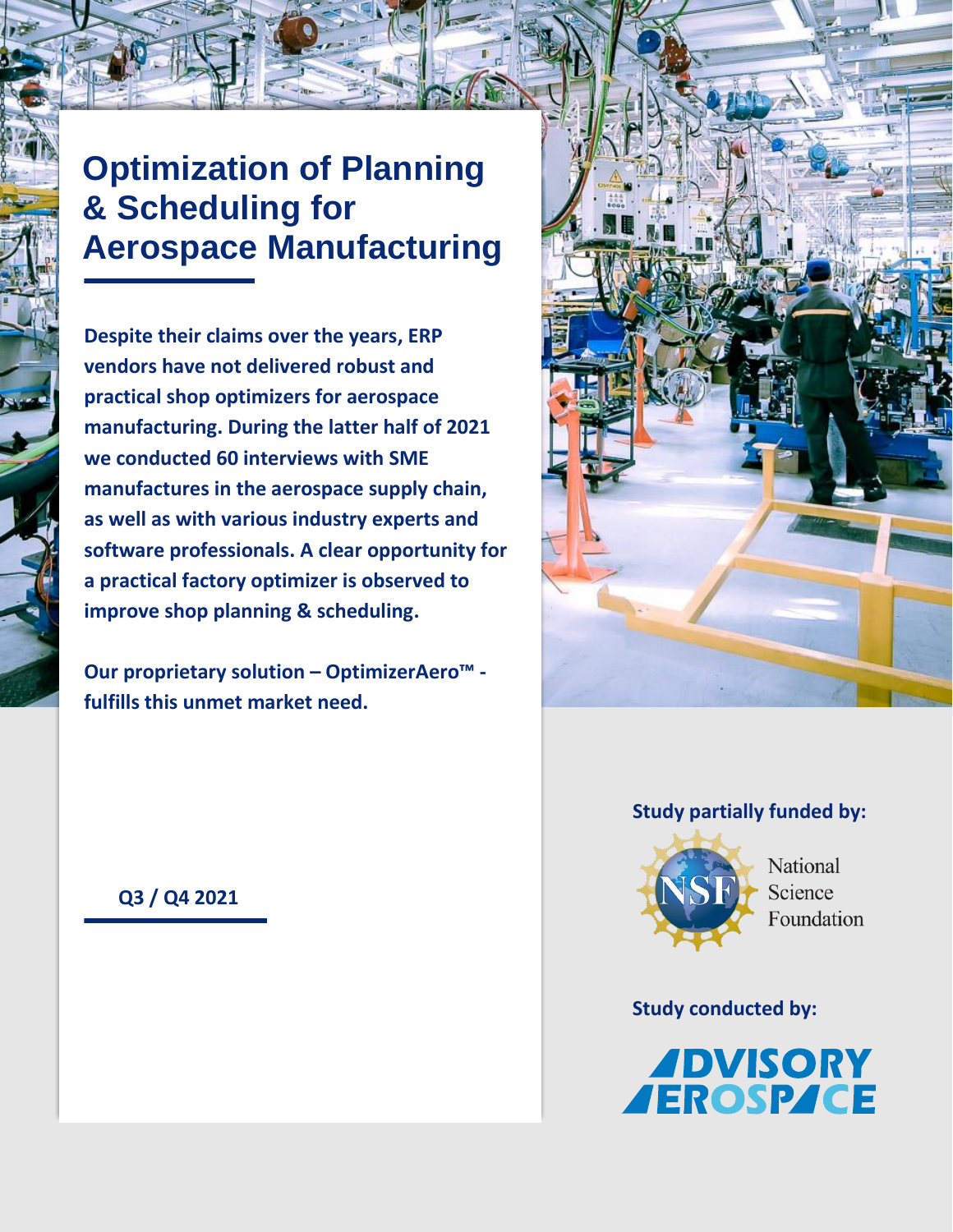# Optimization of Planning & Scheduling for Aerospace Manufacturing

**Despite their claims over the years, ERP vendors have not delivered robust and practical shop optimizers for aerospace manufacturing. During the latter half of 2021 we conducted 60 interviews with SME manufactures in the aerospace supply chain, as well as with various industry experts and software professionals. A clear opportunity for a practical factory optimizer is observed to improve shop planning & scheduling.**

**Our proprietary solution – OptimizerAero™ - fulfills this unmet market need.**

**Q3 / Q4 2021**

**Study partially funded by:**

National Science Foundation

**Study conducted by:**

ADVISORY AEROSPACE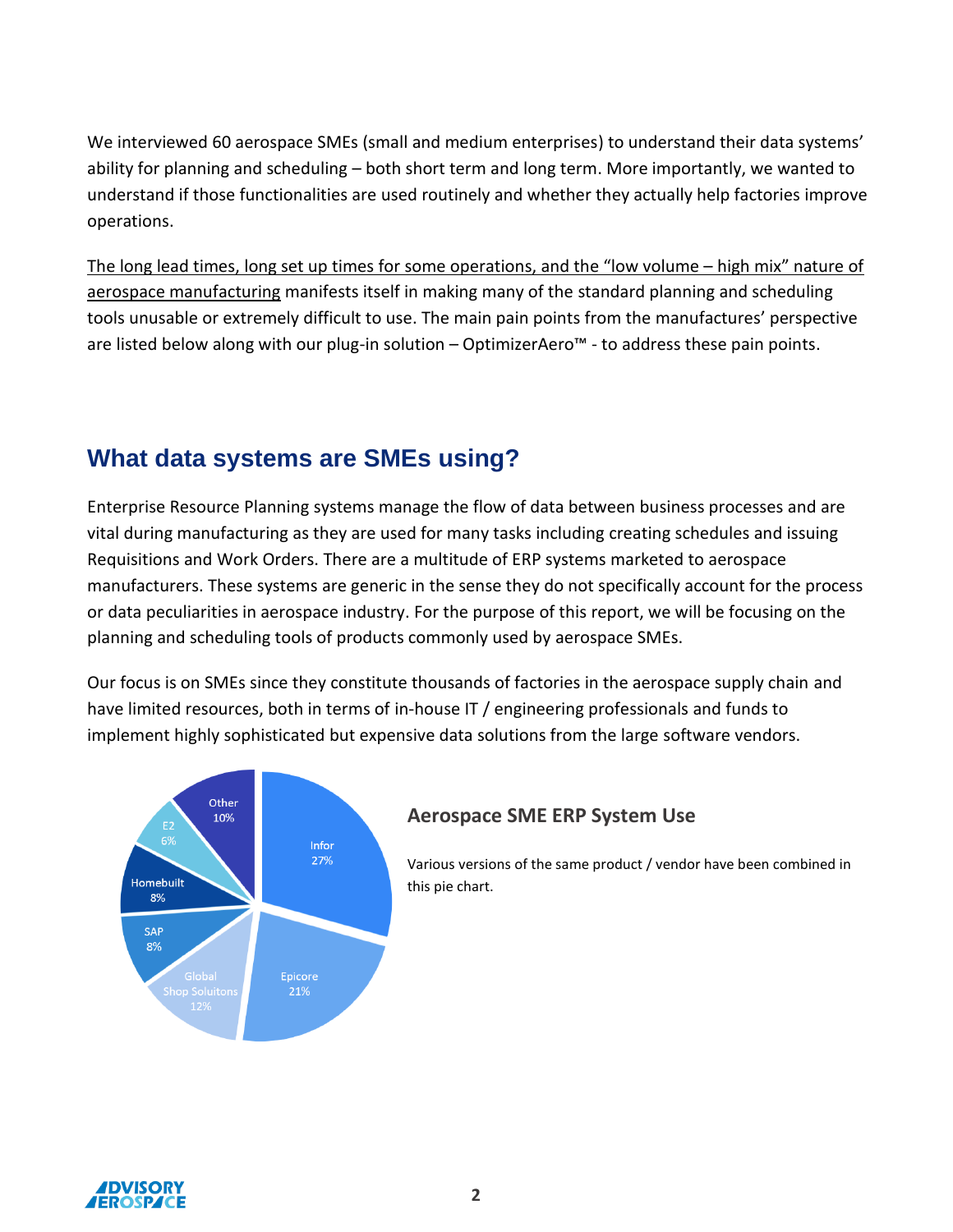We interviewed 60 aerospace SMEs (small and medium enterprises) to understand their data systems' ability for planning and scheduling – both short term and long term. More importantly, we wanted to understand if those functionalities are used routinely and whether they actually help factories improve operations.

The long lead times, long set up times for some operations, and the "low volume – high mix" nature of aerospace manufacturing manifests itself in making many of the standard planning and scheduling tools unusable or extremely difficult to use. The main pain points from the manufactures' perspective are listed below along with our plug-in solution – OptimizerAero™ - to address these pain points.

## What data systems are SMEs using?

Enterprise Resource Planning systems manage the flow of data between business processes and are vital during manufacturing as they are used for many tasks including creating schedules and issuing Requisitions and Work Orders. There are a multitude of ERP systems marketed to aerospace manufacturers. These systems are generic in the sense they do not specifically account for the process or data peculiarities in aerospace industry. For the purpose of this report, we will be focusing on the planning and scheduling tools of products commonly used by aerospace SMEs.

Our focus is on SMEs since they constitute thousands of factories in the aerospace supply chain and have limited resources, both in terms of in-house IT / engineering professionals and funds to implement highly sophisticated but expensive data solutions from the large software vendors.

| ERP System | Share |
|---|---|
| Infor | 27% |
| Epicore | 21% |
| Global Shop Soluitons | 12% |
| SAP | 8% |
| Homebuilt | 8% |
| E2 | 6% |
| Other | 10% |

**Aerospace SME ERP System Use**

Various versions of the same product / vendor have been combined in this pie chart.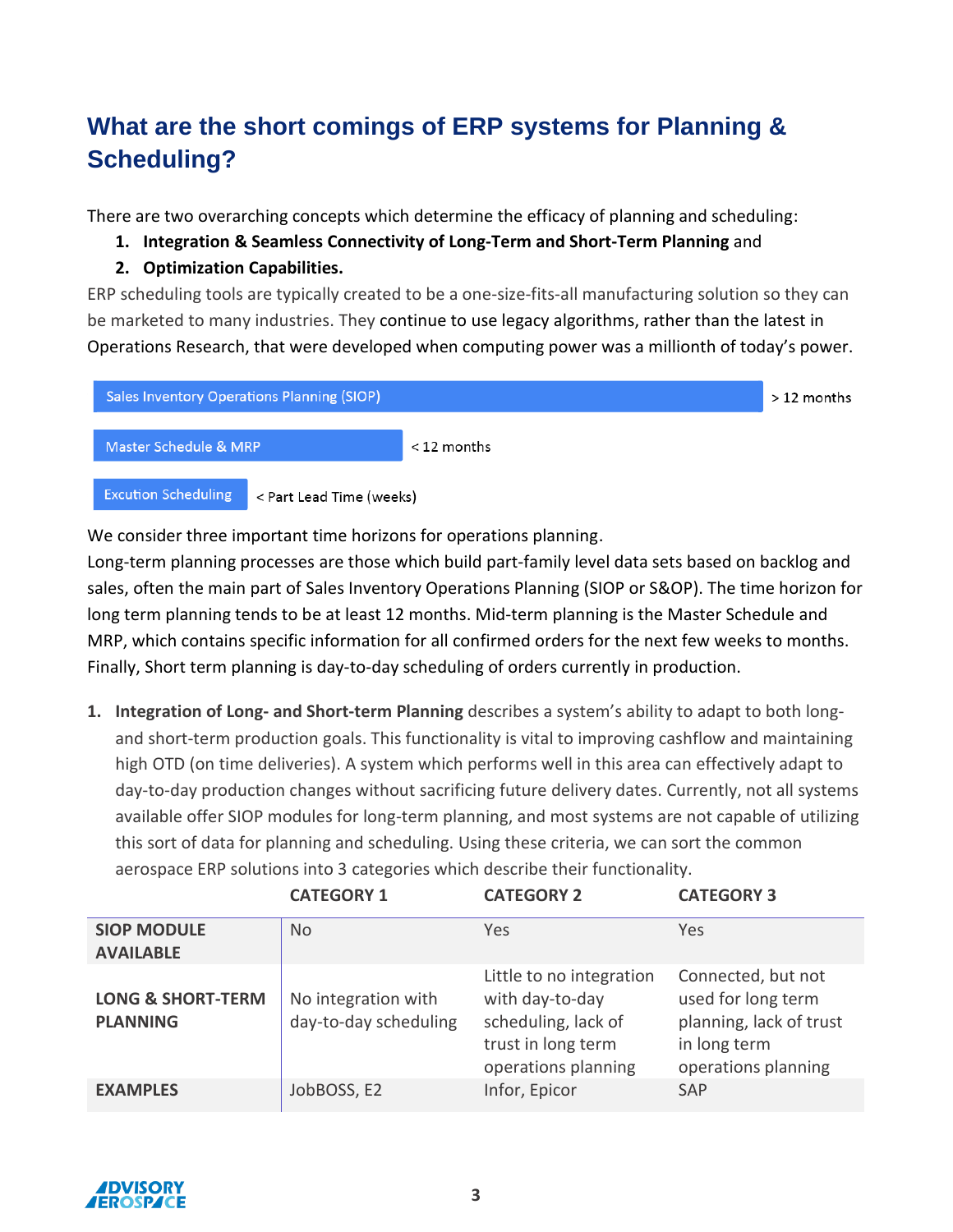## What are the short comings of ERP systems for Planning & Scheduling?

There are two overarching concepts which determine the efficacy of planning and scheduling:

1. **Integration & Seamless Connectivity of Long-Term and Short-Term Planning** and
2. **Optimization Capabilities.**

ERP scheduling tools are typically created to be a one-size-fits-all manufacturing solution so they can be marketed to many industries. They continue to use legacy algorithms, rather than the latest in Operations Research, that were developed when computing power was a millionth of today's power.

Sales Inventory Operations Planning (SIOP) — > 12 months

Master Schedule & MRP — < 12 months

Excution Scheduling — < Part Lead Time (weeks)

We consider three important time horizons for operations planning.

Long-term planning processes are those which build part-family level data sets based on backlog and sales, often the main part of Sales Inventory Operations Planning (SIOP or S&OP). The time horizon for long term planning tends to be at least 12 months. Mid-term planning is the Master Schedule and MRP, which contains specific information for all confirmed orders for the next few weeks to months. Finally, Short term planning is day-to-day scheduling of orders currently in production.

1. **Integration of Long- and Short-term Planning** describes a system's ability to adapt to both long- and short-term production goals. This functionality is vital to improving cashflow and maintaining high OTD (on time deliveries). A system which performs well in this area can effectively adapt to day-to-day production changes without sacrificing future delivery dates. Currently, not all systems available offer SIOP modules for long-term planning, and most systems are not capable of utilizing this sort of data for planning and scheduling. Using these criteria, we can sort the common aerospace ERP solutions into 3 categories which describe their functionality.

| | CATEGORY 1 | CATEGORY 2 | CATEGORY 3 |
|---|---|---|---|
| **SIOP MODULE AVAILABLE** | No | Yes | Yes |
| **LONG & SHORT-TERM PLANNING** | No integration with day-to-day scheduling | Little to no integration with day-to-day scheduling, lack of trust in long term operations planning | Connected, but not used for long term planning, lack of trust in long term operations planning |
| **EXAMPLES** | JobBOSS, E2 | Infor, Epicor | SAP |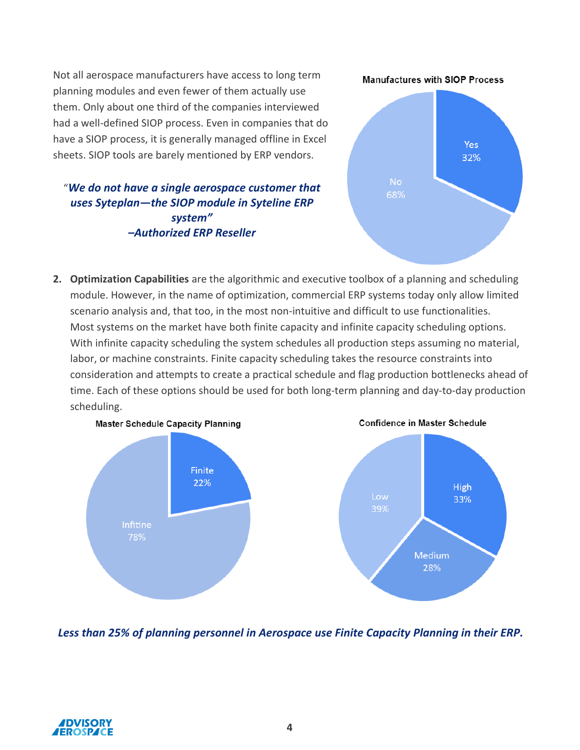Not all aerospace manufacturers have access to long term planning modules and even fewer of them actually use them. Only about one third of the companies interviewed had a well-defined SIOP process. Even in companies that do have a SIOP process, it is generally managed offline in Excel sheets. SIOP tools are barely mentioned by ERP vendors.

> "***We do not have a single aerospace customer that uses Syteplan—the SIOP module in Syteline ERP system"***
> ***–Authorized ERP Reseller***

**Manufactures with SIOP Process**

| | |
|---|---|
| Yes | 32% |
| No | 68% |

2. **Optimization Capabilities** are the algorithmic and executive toolbox of a planning and scheduling module. However, in the name of optimization, commercial ERP systems today only allow limited scenario analysis and, that too, in the most non-intuitive and difficult to use functionalities. Most systems on the market have both finite capacity and infinite capacity scheduling options. With infinite capacity scheduling the system schedules all production steps assuming no material, labor, or machine constraints. Finite capacity scheduling takes the resource constraints into consideration and attempts to create a practical schedule and flag production bottlenecks ahead of time. Each of these options should be used for both long-term planning and day-to-day production scheduling.

**Master Schedule Capacity Planning**

| | |
|---|---|
| Finite | 22% |
| Infitine | 78% |

**Confidence in Master Schedule**

| | |
|---|---|
| High | 33% |
| Medium | 28% |
| Low | 39% |

***Less than 25% of planning personnel in Aerospace use Finite Capacity Planning in their ERP.***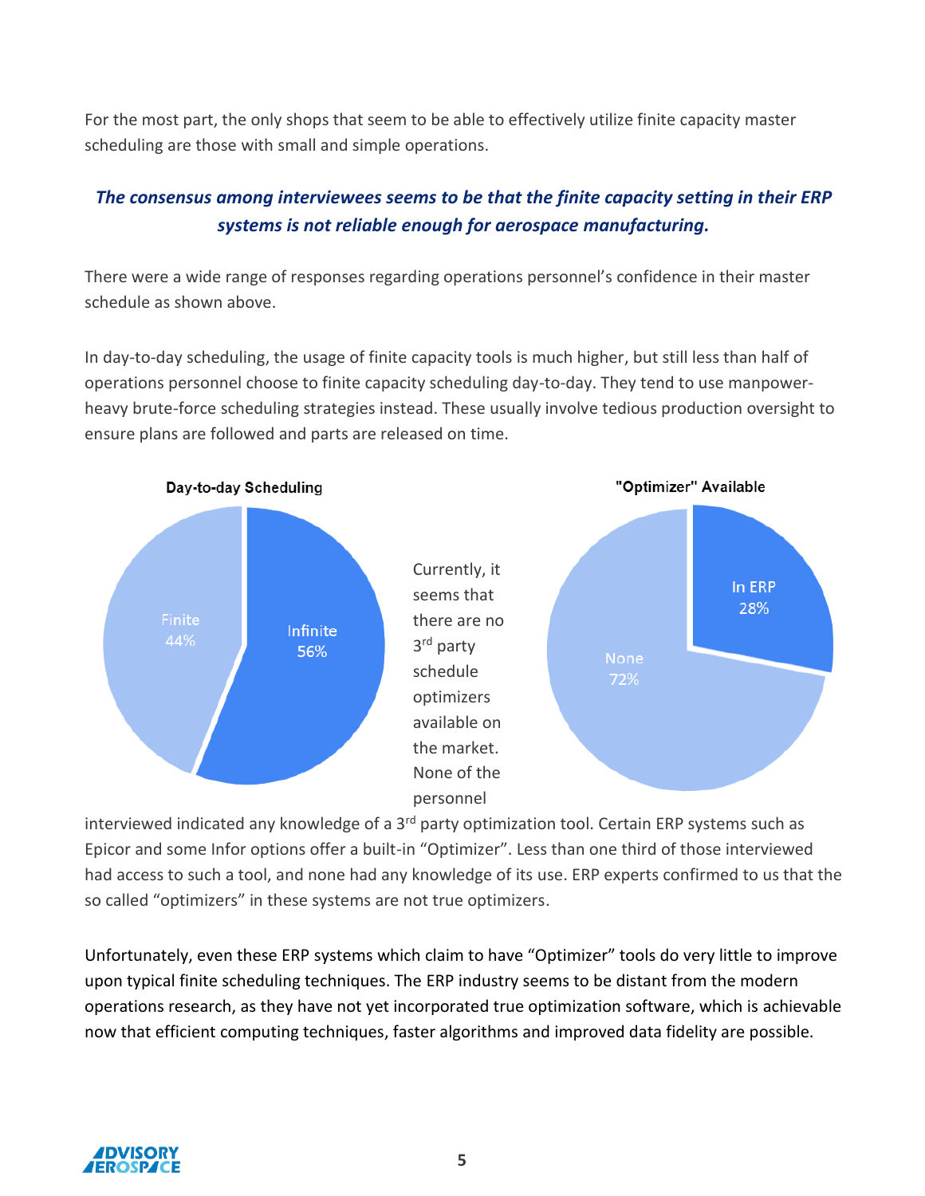For the most part, the only shops that seem to be able to effectively utilize finite capacity master scheduling are those with small and simple operations.

***The consensus among interviewees seems to be that the finite capacity setting in their ERP systems is not reliable enough for aerospace manufacturing.***

There were a wide range of responses regarding operations personnel's confidence in their master schedule as shown above.

In day-to-day scheduling, the usage of finite capacity tools is much higher, but still less than half of operations personnel choose to finite capacity scheduling day-to-day. They tend to use manpower-heavy brute-force scheduling strategies instead. These usually involve tedious production oversight to ensure plans are followed and parts are released on time.

**Day-to-day Scheduling**

| Category | Share |
|---|---|
| Infinite | 56% |
| Finite | 44% |

**"Optimizer" Available**

| Category | Share |
|---|---|
| In ERP | 28% |
| None | 72% |

Currently, it seems that there are no 3rd party schedule optimizers available on the market. None of the personnel interviewed indicated any knowledge of a 3rd party optimization tool. Certain ERP systems such as Epicor and some Infor options offer a built-in "Optimizer". Less than one third of those interviewed had access to such a tool, and none had any knowledge of its use. ERP experts confirmed to us that the so called "optimizers" in these systems are not true optimizers.

Unfortunately, even these ERP systems which claim to have "Optimizer" tools do very little to improve upon typical finite scheduling techniques. The ERP industry seems to be distant from the modern operations research, as they have not yet incorporated true optimization software, which is achievable now that efficient computing techniques, faster algorithms and improved data fidelity are possible.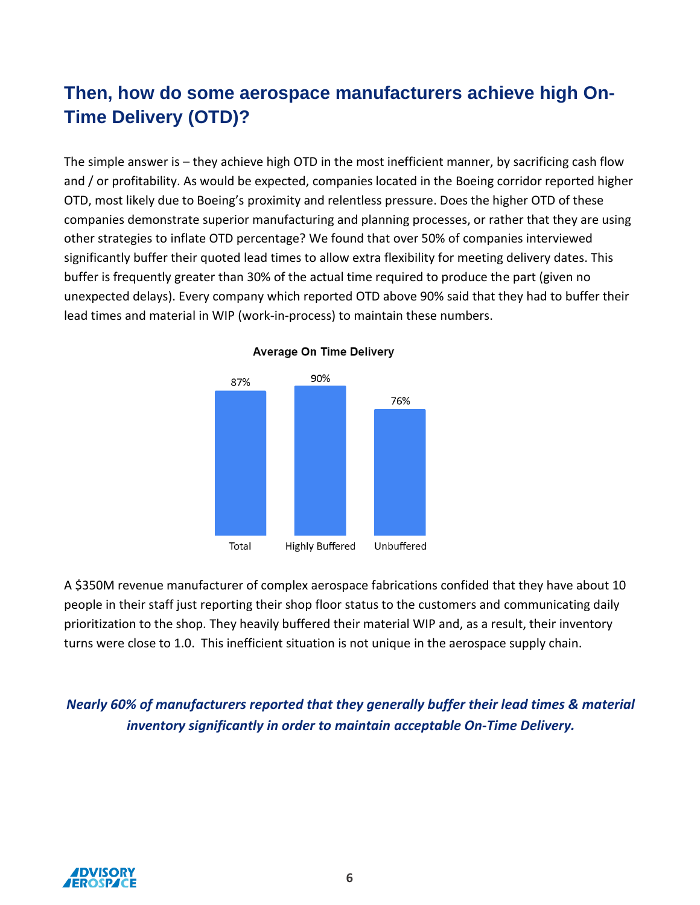## Then, how do some aerospace manufacturers achieve high On-Time Delivery (OTD)?

The simple answer is – they achieve high OTD in the most inefficient manner, by sacrificing cash flow and / or profitability. As would be expected, companies located in the Boeing corridor reported higher OTD, most likely due to Boeing's proximity and relentless pressure. Does the higher OTD of these companies demonstrate superior manufacturing and planning processes, or rather that they are using other strategies to inflate OTD percentage? We found that over 50% of companies interviewed significantly buffer their quoted lead times to allow extra flexibility for meeting delivery dates. This buffer is frequently greater than 30% of the actual time required to produce the part (given no unexpected delays). Every company which reported OTD above 90% said that they had to buffer their lead times and material in WIP (work-in-process) to maintain these numbers.

**Average On Time Delivery**

| Total | Highly Buffered | Unbuffered |
|---|---|---|
| 87% | 90% | 76% |

A $350M revenue manufacturer of complex aerospace fabrications confided that they have about 10 people in their staff just reporting their shop floor status to the customers and communicating daily prioritization to the shop. They heavily buffered their material WIP and, as a result, their inventory turns were close to 1.0. This inefficient situation is not unique in the aerospace supply chain.

***Nearly 60% of manufacturers reported that they generally buffer their lead times & material inventory significantly in order to maintain acceptable On-Time Delivery.***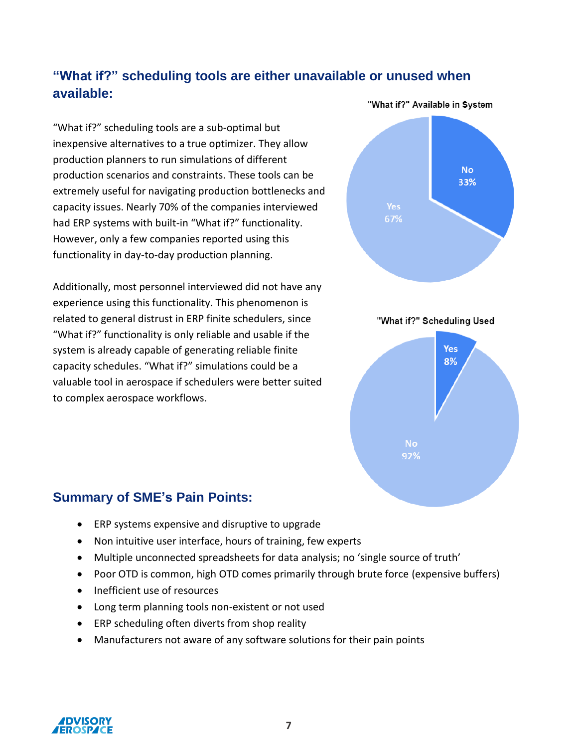## "What if?" scheduling tools are either unavailable or unused when available:

"What if?" scheduling tools are a sub-optimal but inexpensive alternatives to a true optimizer. They allow production planners to run simulations of different production scenarios and constraints. These tools can be extremely useful for navigating production bottlenecks and capacity issues. Nearly 70% of the companies interviewed had ERP systems with built-in "What if?" functionality. However, only a few companies reported using this functionality in day-to-day production planning.

Additionally, most personnel interviewed did not have any experience using this functionality. This phenomenon is related to general distrust in ERP finite schedulers, since "What if?" functionality is only reliable and usable if the system is already capable of generating reliable finite capacity schedules. "What if?" simulations could be a valuable tool in aerospace if schedulers were better suited to complex aerospace workflows.

"What if?" Available in System

| Response | Share |
|---|---|
| Yes | 67% |
| No | 33% |

"What if?" Scheduling Used

| Response | Share |
|---|---|
| Yes | 8% |
| No | 92% |

## Summary of SME's Pain Points:

- ERP systems expensive and disruptive to upgrade
- Non intuitive user interface, hours of training, few experts
- Multiple unconnected spreadsheets for data analysis; no 'single source of truth'
- Poor OTD is common, high OTD comes primarily through brute force (expensive buffers)
- Inefficient use of resources
- Long term planning tools non-existent or not used
- ERP scheduling often diverts from shop reality
- Manufacturers not aware of any software solutions for their pain points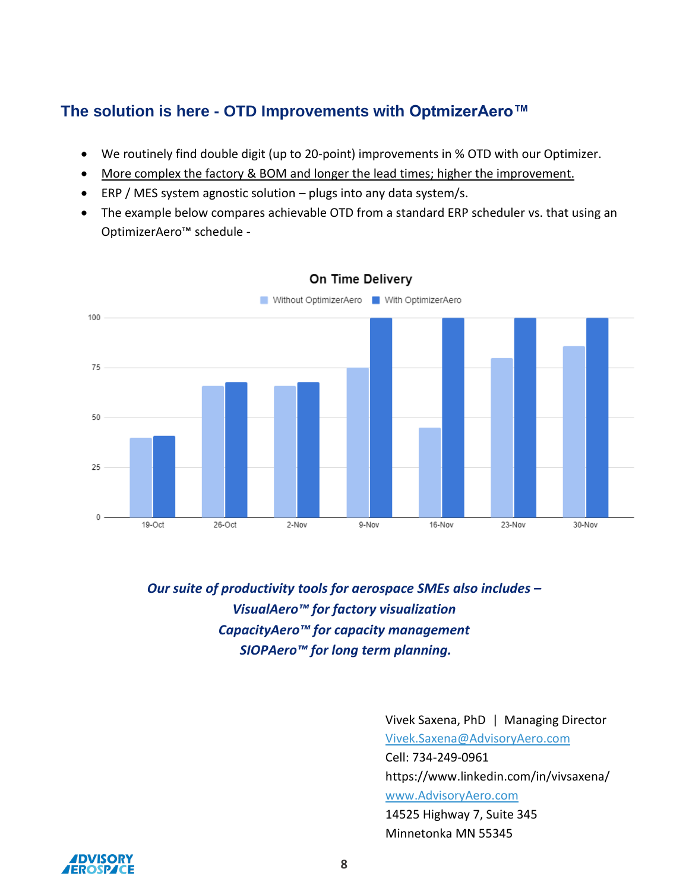## The solution is here - OTD Improvements with OptmizerAero™

- We routinely find double digit (up to 20-point) improvements in % OTD with our Optimizer.
- More complex the factory & BOM and longer the lead times; higher the improvement.
- ERP / MES system agnostic solution – plugs into any data system/s.
- The example below compares achievable OTD from a standard ERP scheduler vs. that using an OptimizerAero™ schedule -

On Time Delivery

Without OptimizerAero
With OptimizerAero

100
75
50
25
0

19-Oct
26-Oct
2-Nov
9-Nov
16-Nov
23-Nov
30-Nov

***Our suite of productivity tools for aerospace SMEs also includes –***
***VisualAero™ for factory visualization***
***CapacityAero™ for capacity management***
***SIOPAero™ for long term planning.***

Vivek Saxena, PhD | Managing Director
Vivek.Saxena@AdvisoryAero.com
Cell: 734-249-0961
https://www.linkedin.com/in/vivsaxena/
www.AdvisoryAero.com
14525 Highway 7, Suite 345
Minnetonka MN 55345